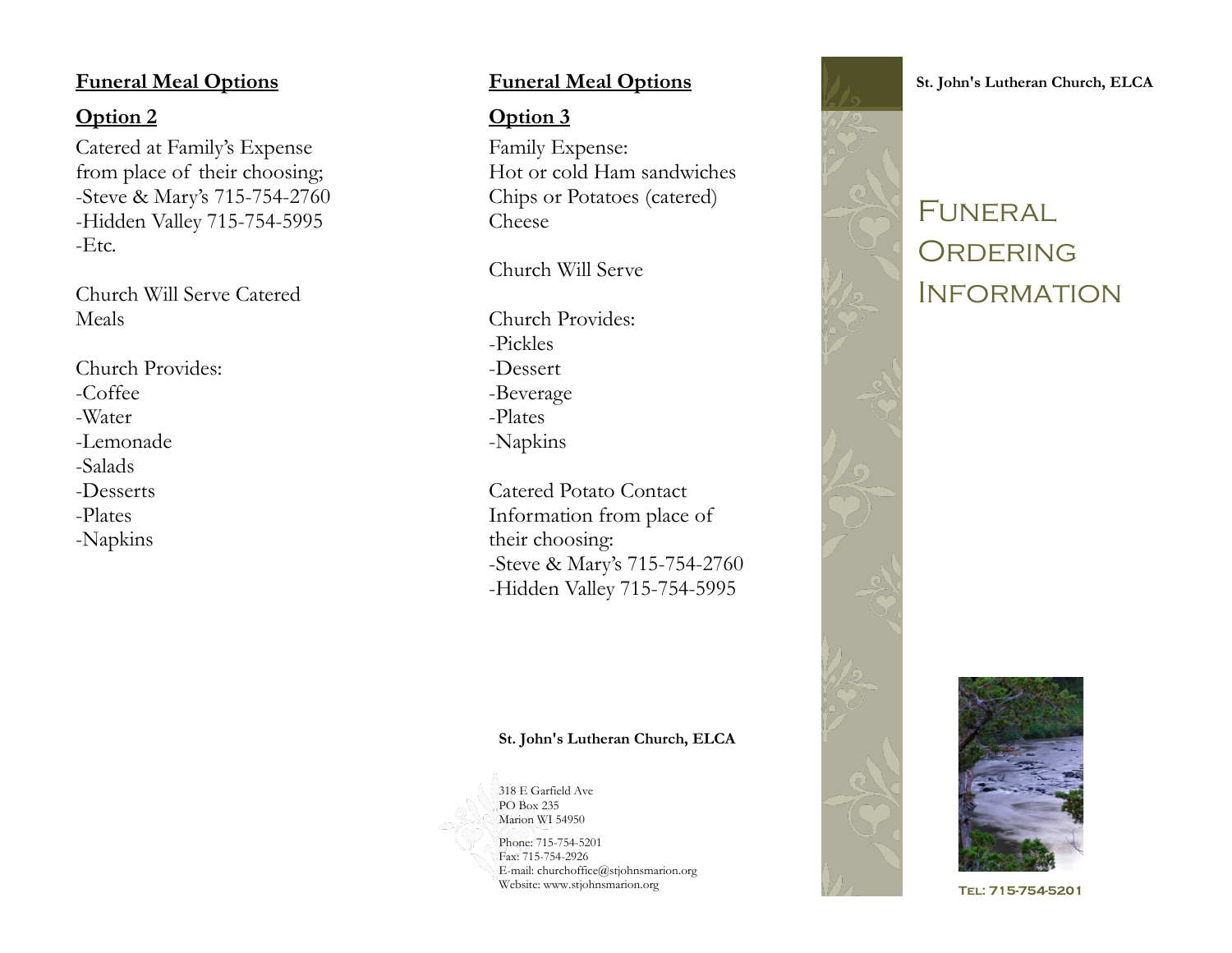## Funeral Meal Options

### Option 2

Catered at Family's Expense from place of their choosing;
-Steve & Mary's 715-754-2760
-Hidden Valley 715-754-5995
-Etc.

Church Will Serve Catered Meals

Church Provides:
-Coffee
-Water
-Lemonade
-Salads
-Desserts
-Plates
-Napkins

## Funeral Meal Options

### Option 3

Family Expense:
Hot or cold Ham sandwiches
Chips or Potatoes (catered)
Cheese

Church Will Serve

Church Provides:
-Pickles
-Dessert
-Beverage
-Plates
-Napkins

Catered Potato Contact Information from place of their choosing:
-Steve & Mary's 715-754-2760
-Hidden Valley 715-754-5995

**St. John's Lutheran Church, ELCA**

318 E Garfield Ave
PO Box 235
Marion WI 54950

Phone: 715-754-5201
Fax: 715-754-2926
E-mail: churchoffice@stjohnsmarion.org
Website: www.stjohnsmarion.org

**St. John's Lutheran Church, ELCA**

# Funeral Ordering Information

**Tel: 715-754-5201**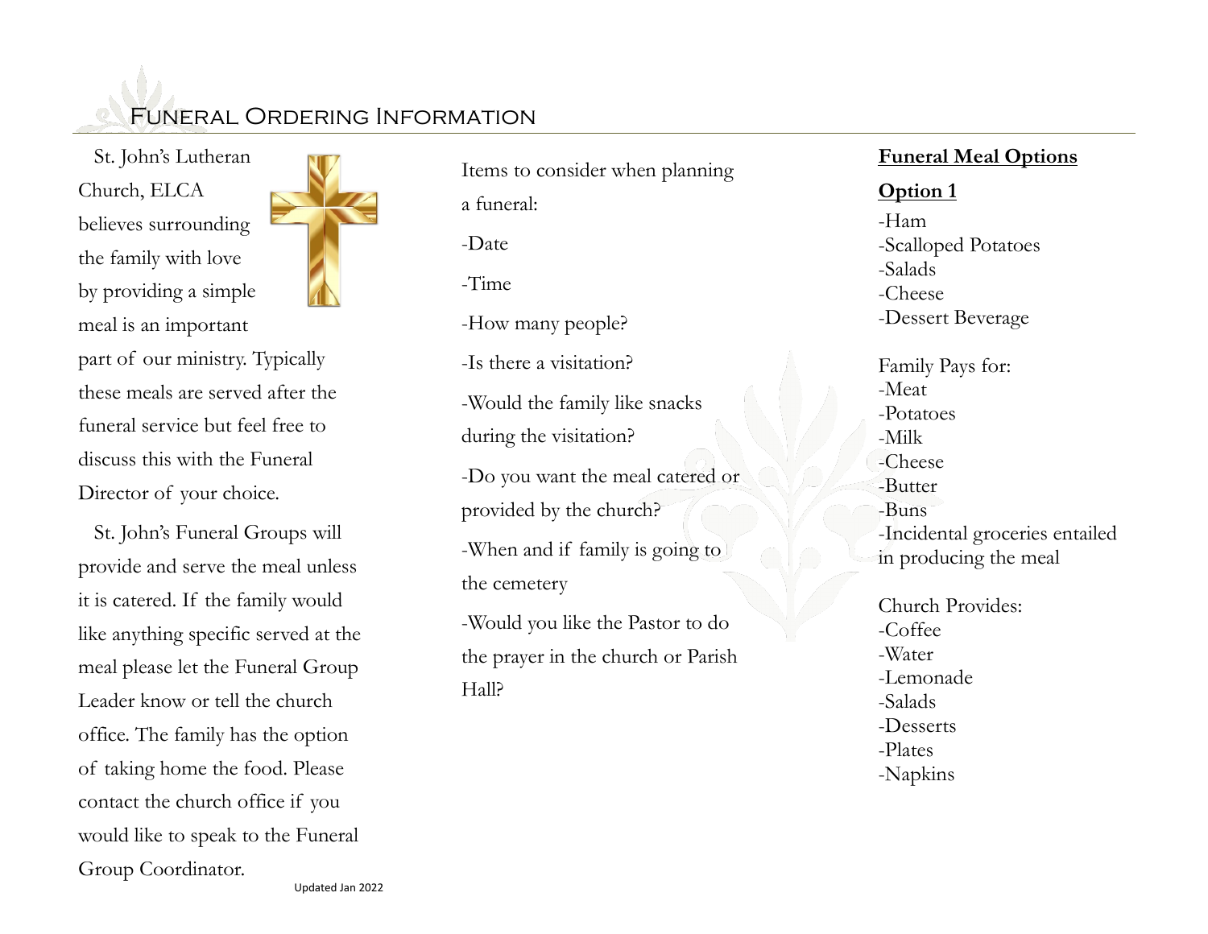# Funeral Ordering Information

St. John's Lutheran Church, ELCA believes surrounding the family with love by providing a simple meal is an important part of our ministry. Typically these meals are served after the funeral service but feel free to discuss this with the Funeral Director of your choice.

St. John's Funeral Groups will provide and serve the meal unless it is catered. If the family would like anything specific served at the meal please let the Funeral Group Leader know or tell the church office. The family has the option of taking home the food. Please contact the church office if you would like to speak to the Funeral Group Coordinator.

Updated Jan 2022

Items to consider when planning a funeral:

-Date

-Time

-How many people?

-Is there a visitation?

-Would the family like snacks during the visitation?

-Do you want the meal catered or provided by the church?

-When and if family is going to the cemetery

-Would you like the Pastor to do the prayer in the church or Parish Hall?

**Funeral Meal Options**

**Option 1**

-Ham
-Scalloped Potatoes
-Salads
-Cheese
-Dessert Beverage

Family Pays for:
-Meat
-Potatoes
-Milk
-Cheese
-Butter
-Buns
-Incidental groceries entailed in producing the meal

Church Provides:
-Coffee
-Water
-Lemonade
-Salads
-Desserts
-Plates
-Napkins